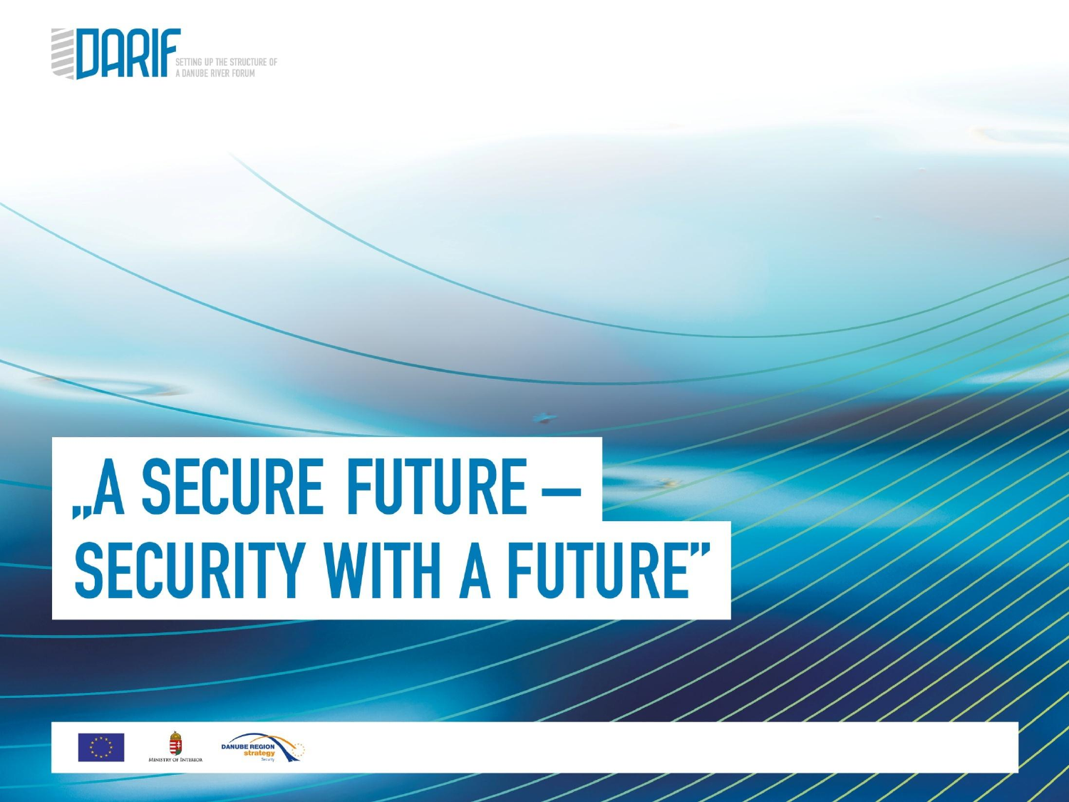DARIF

SETTING UP THE STRUCTURE OF A DANUBE RIVER FORUM

# „A SECURE FUTURE – SECURITY WITH A FUTURE"

MINISTRY OF INTERIOR

DANUBE REGION strategy Security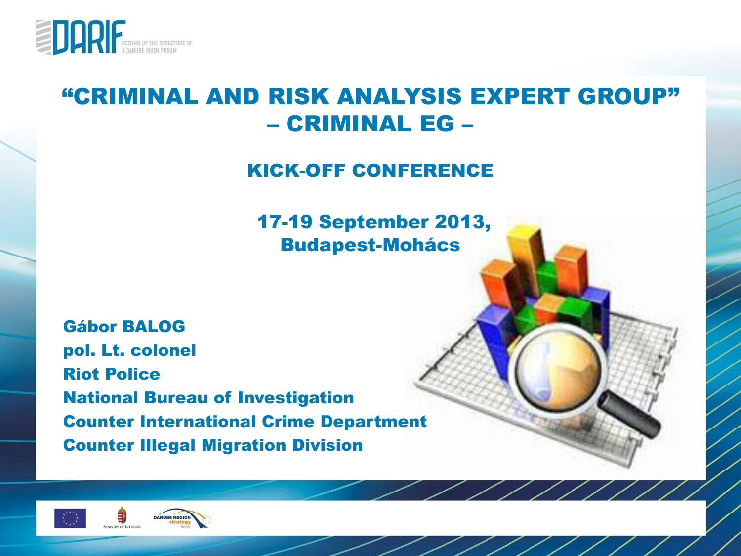# "CRIMINAL AND RISK ANALYSIS EXPERT GROUP" – CRIMINAL EG –

## KICK-OFF CONFERENCE

**17-19 September 2013, Budapest-Mohács**

**Gábor BALOG**
**pol. Lt. colonel**
**Riot Police**
**National Bureau of Investigation**
**Counter International Crime Department**
**Counter Illegal Migration Division**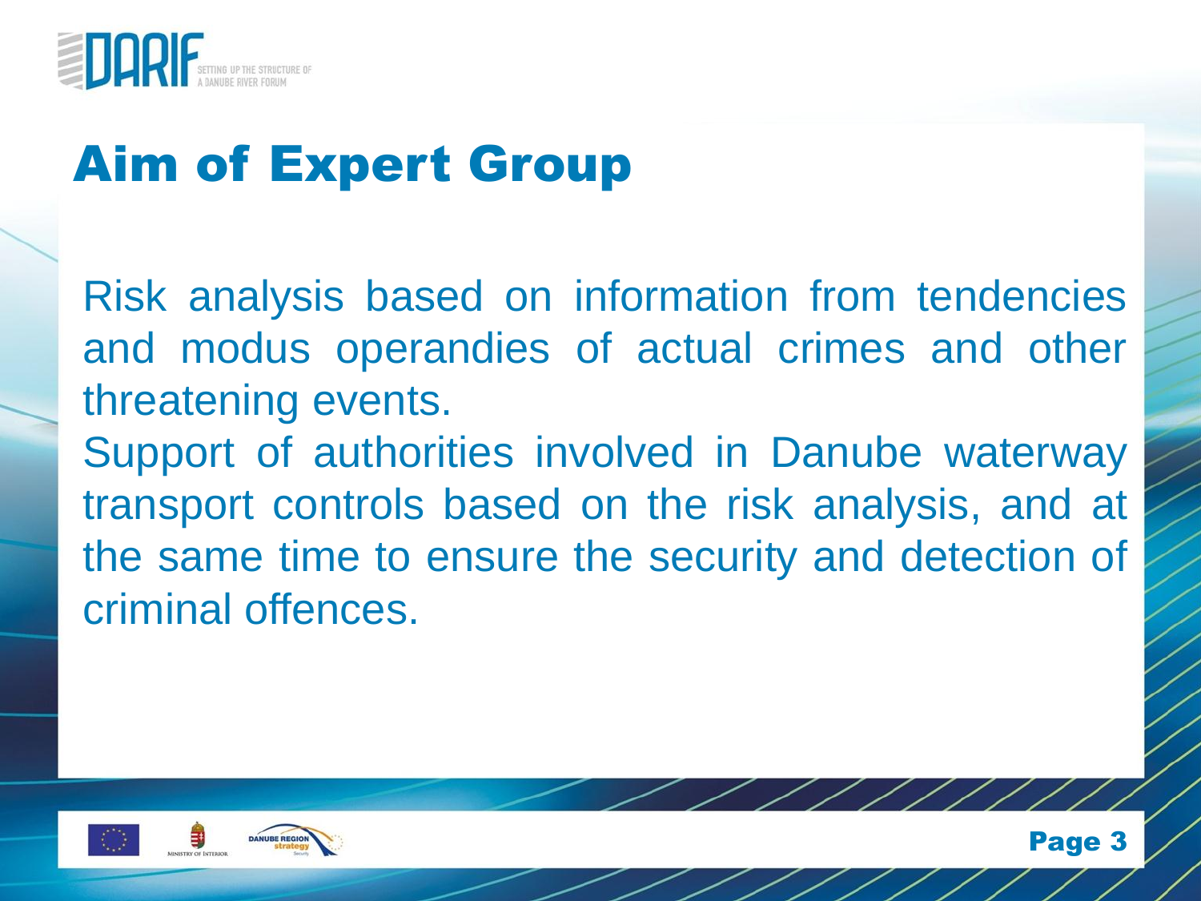# Aim of Expert Group

Risk analysis based on information from tendencies and modus operandies of actual crimes and other threatening events.

Support of authorities involved in Danube waterway transport controls based on the risk analysis, and at the same time to ensure the security and detection of criminal offences.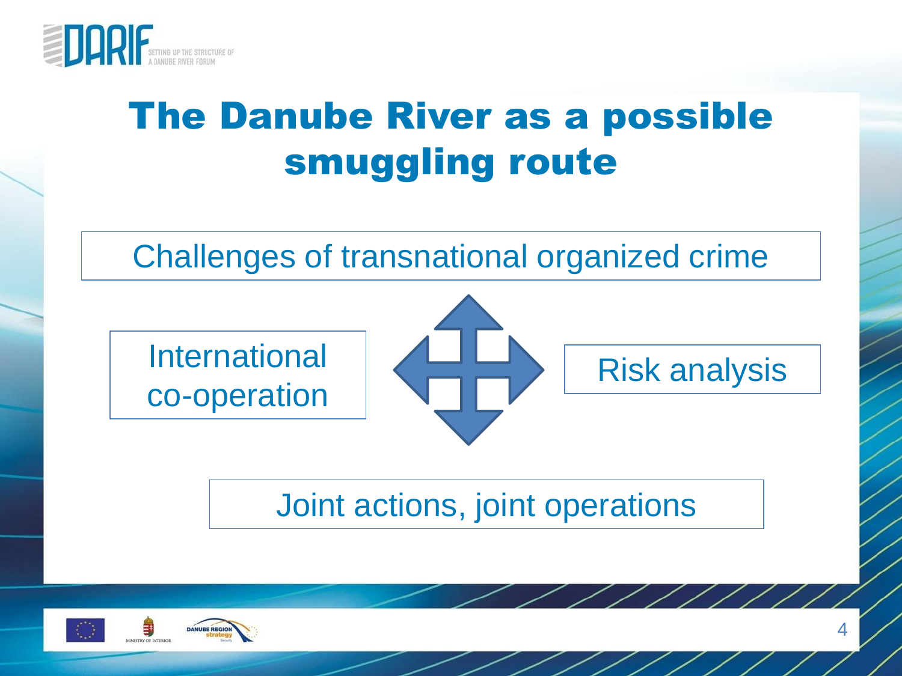# The Danube River as a possible smuggling route

Challenges of transnational organized crime

International co-operation

Risk analysis

Joint actions, joint operations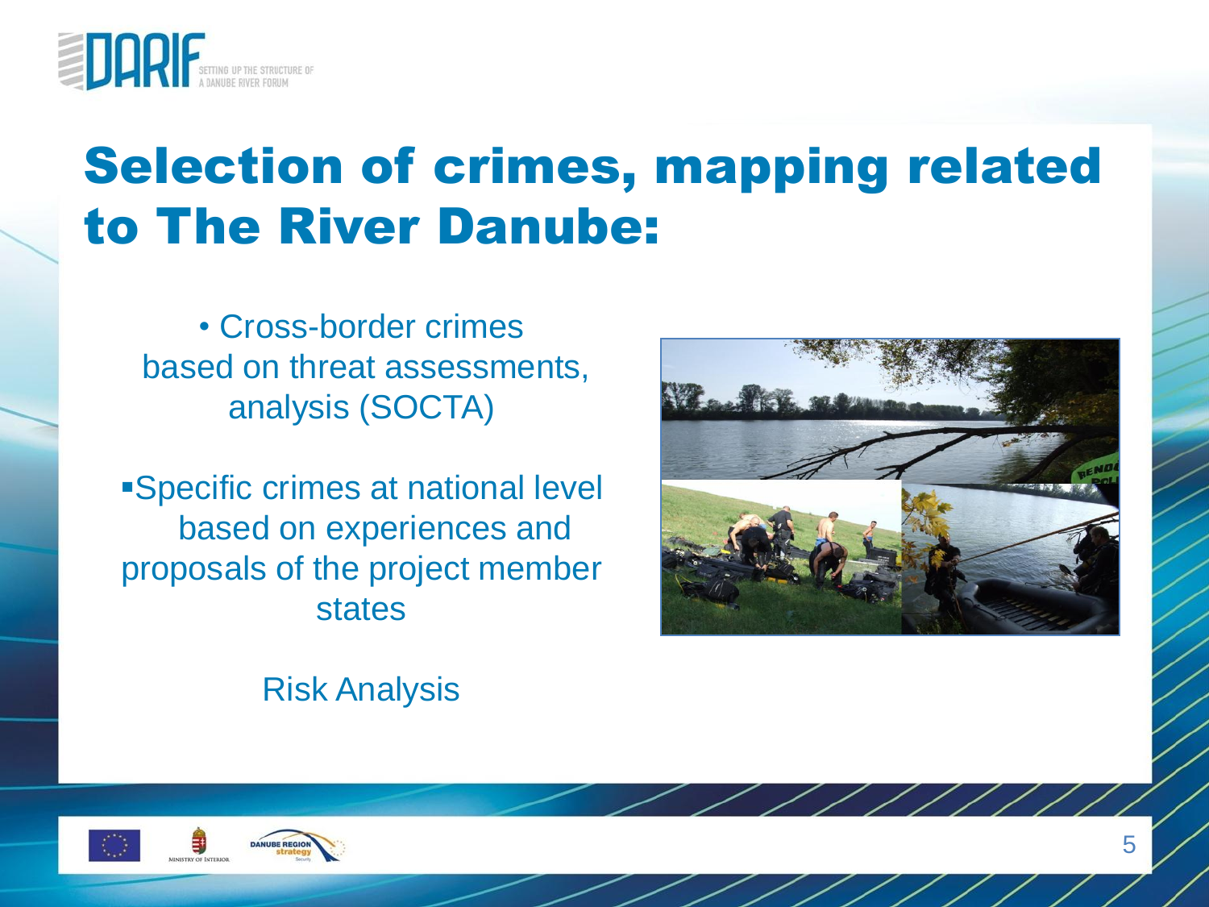# Selection of crimes, mapping related to The River Danube:

- Cross-border crimes based on threat assessments, analysis (SOCTA)

- Specific crimes at national level based on experiences and proposals of the project member states

Risk Analysis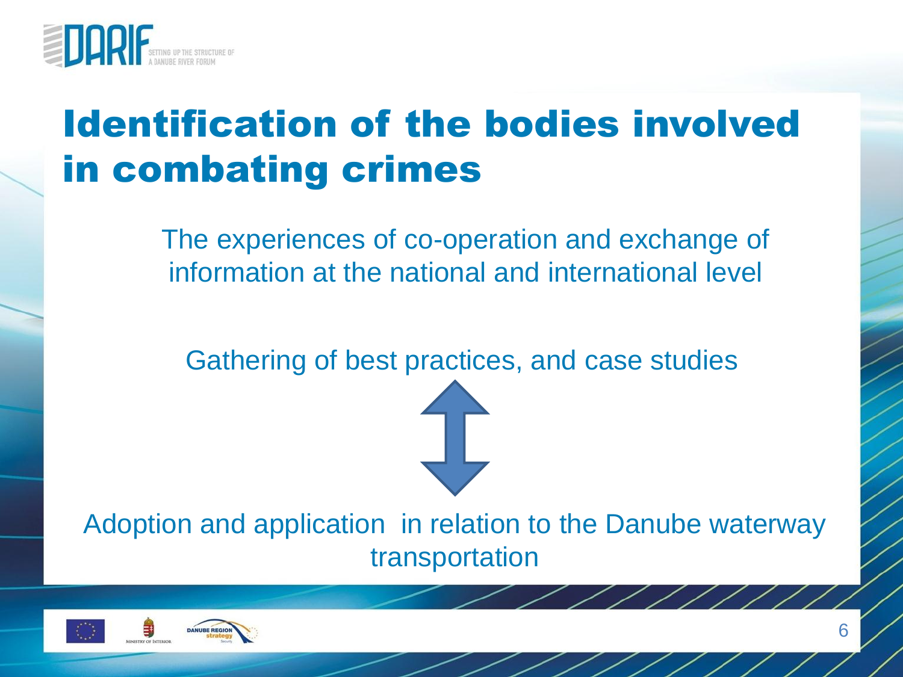# Identification of the bodies involved in combating crimes

The experiences of co-operation and exchange of information at the national and international level

Gathering of best practices, and case studies

↕

Adoption and application in relation to the Danube waterway transportation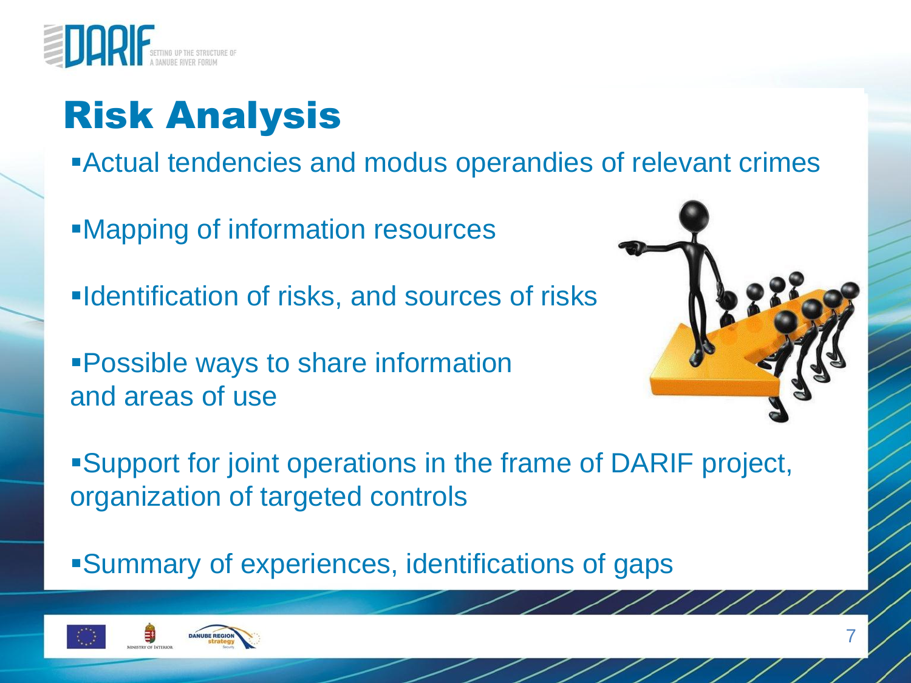# Risk Analysis

- Actual tendencies and modus operandies of relevant crimes
- Mapping of information resources
- Identification of risks, and sources of risks
- Possible ways to share information and areas of use
- Support for joint operations in the frame of DARIF project, organization of targeted controls
- Summary of experiences, identifications of gaps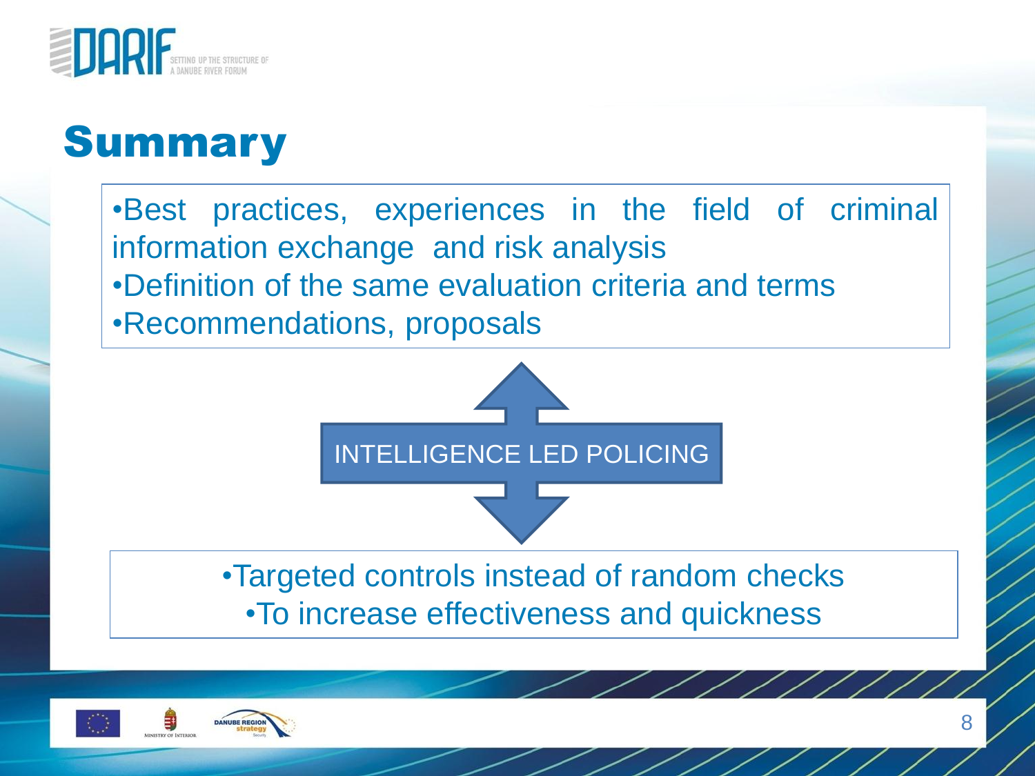# Summary

- Best practices, experiences in the field of criminal information exchange and risk analysis
- Definition of the same evaluation criteria and terms
- Recommendations, proposals

INTELLIGENCE LED POLICING

- Targeted controls instead of random checks
- To increase effectiveness and quickness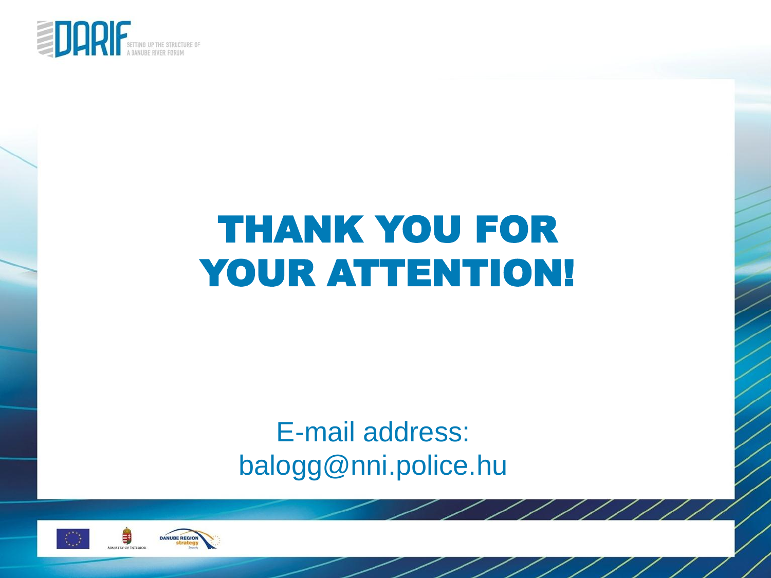# THANK YOU FOR YOUR ATTENTION!

E-mail address:
balogg@nni.police.hu